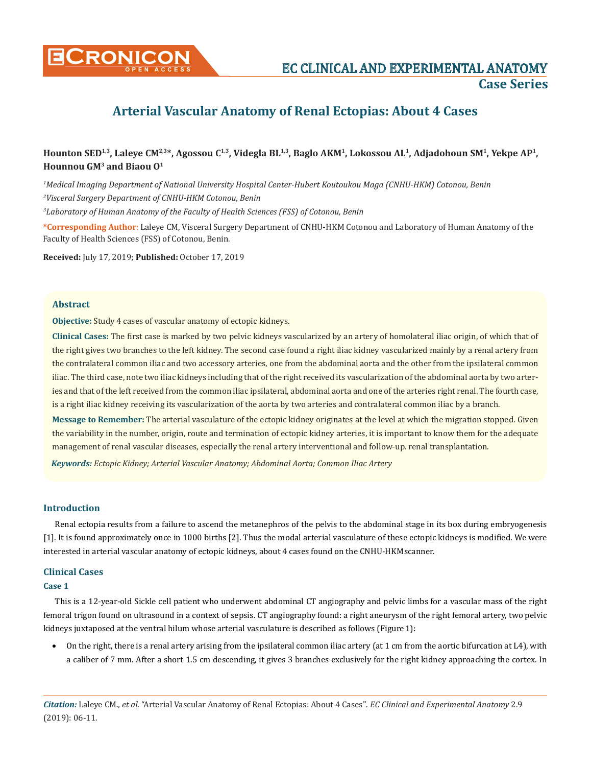# Arterial Vascular Anatomy of Renal Ectopias: About 4 Cases

**Hounton SED[1,3], Laleye CM[2,3]*, Agossou C[1,3], Videgla BL[1,3], Baglo AKM[1], Lokossou AL[1], Adjadohoun SM[1], Yekpe AP[1], Hounnou GM[3] and Biaou O[1]**

*[1]Medical Imaging Department of National University Hospital Center-Hubert Koutoukou Maga (CNHU-HKM) Cotonou, Benin*

*[2]Visceral Surgery Department of CNHU-HKM Cotonou, Benin*

*[3]Laboratory of Human Anatomy of the Faculty of Health Sciences (FSS) of Cotonou, Benin*

**\*Corresponding Author**: Laleye CM, Visceral Surgery Department of CNHU-HKM Cotonou and Laboratory of Human Anatomy of the Faculty of Health Sciences (FSS) of Cotonou, Benin.

**Received:** July 17, 2019; **Published:** October 17, 2019

### Abstract

**Objective:** Study 4 cases of vascular anatomy of ectopic kidneys.

**Clinical Cases:** The first case is marked by two pelvic kidneys vascularized by an artery of homolateral iliac origin, of which that of the right gives two branches to the left kidney. The second case found a right iliac kidney vascularized mainly by a renal artery from the contralateral common iliac and two accessory arteries, one from the abdominal aorta and the other from the ipsilateral common iliac. The third case, note two iliac kidneys including that of the right received its vascularization of the abdominal aorta by two arteries and that of the left received from the common iliac ipsilateral, abdominal aorta and one of the arteries right renal. The fourth case, is a right iliac kidney receiving its vascularization of the aorta by two arteries and contralateral common iliac by a branch.

**Message to Remember:** The arterial vasculature of the ectopic kidney originates at the level at which the migration stopped. Given the variability in the number, origin, route and termination of ectopic kidney arteries, it is important to know them for the adequate management of renal vascular diseases, especially the renal artery interventional and follow-up. renal transplantation.

***Keywords:*** *Ectopic Kidney; Arterial Vascular Anatomy; Abdominal Aorta; Common Iliac Artery*

## Introduction

Renal ectopia results from a failure to ascend the metanephros of the pelvis to the abdominal stage in its box during embryogenesis [1]. It is found approximately once in 1000 births [2]. Thus the modal arterial vasculature of these ectopic kidneys is modified. We were interested in arterial vascular anatomy of ectopic kidneys, about 4 cases found on the CNHU-HKMscanner.

## Clinical Cases

### Case 1

This is a 12-year-old Sickle cell patient who underwent abdominal CT angiography and pelvic limbs for a vascular mass of the right femoral trigon found on ultrasound in a context of sepsis. CT angiography found: a right aneurysm of the right femoral artery, two pelvic kidneys juxtaposed at the ventral hilum whose arterial vasculature is described as follows (Figure 1):

- On the right, there is a renal artery arising from the ipsilateral common iliac artery (at 1 cm from the aortic bifurcation at L4), with a caliber of 7 mm. After a short 1.5 cm descending, it gives 3 branches exclusively for the right kidney approaching the cortex. In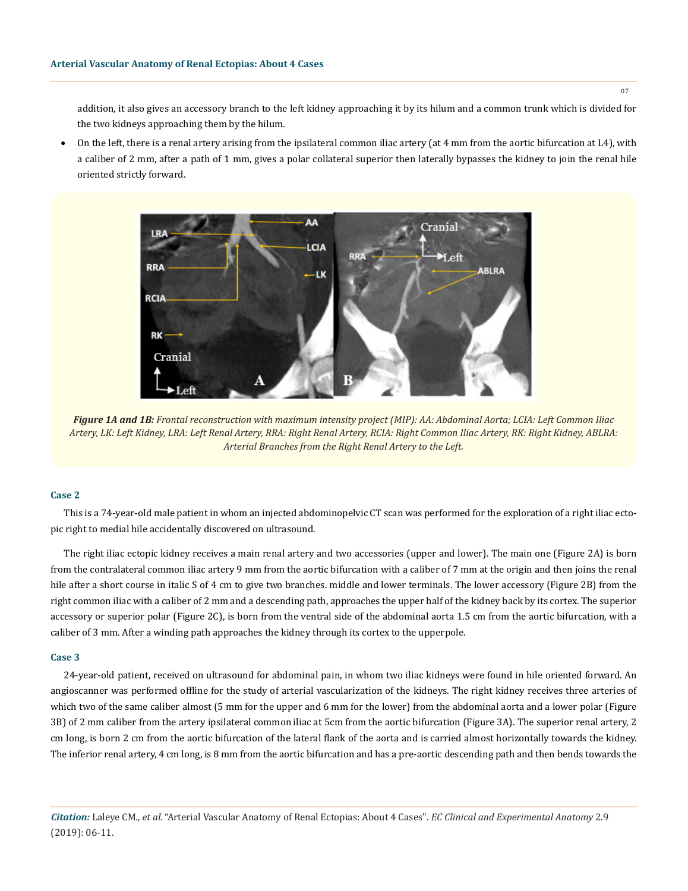addition, it also gives an accessory branch to the left kidney approaching it by its hilum and a common trunk which is divided for the two kidneys approaching them by the hilum.

- On the left, there is a renal artery arising from the ipsilateral common iliac artery (at 4 mm from the aortic bifurcation at L4), with a caliber of 2 mm, after a path of 1 mm, gives a polar collateral superior then laterally bypasses the kidney to join the renal hile oriented strictly forward.

***Figure 1A and 1B:*** *Frontal reconstruction with maximum intensity project (MIP): AA: Abdominal Aorta; LCIA: Left Common Iliac Artery, LK: Left Kidney, LRA: Left Renal Artery, RRA: Right Renal Artery, RCIA: Right Common Iliac Artery, RK: Right Kidney, ABLRA: Arterial Branches from the Right Renal Artery to the Left.*

### Case 2

This is a 74-year-old male patient in whom an injected abdominopelvic CT scan was performed for the exploration of a right iliac ectopic right to medial hile accidentally discovered on ultrasound.

The right iliac ectopic kidney receives a main renal artery and two accessories (upper and lower). The main one (Figure 2A) is born from the contralateral common iliac artery 9 mm from the aortic bifurcation with a caliber of 7 mm at the origin and then joins the renal hile after a short course in italic S of 4 cm to give two branches. middle and lower terminals. The lower accessory (Figure 2B) from the right common iliac with a caliber of 2 mm and a descending path, approaches the upper half of the kidney back by its cortex. The superior accessory or superior polar (Figure 2C), is born from the ventral side of the abdominal aorta 1.5 cm from the aortic bifurcation, with a caliber of 3 mm. After a winding path approaches the kidney through its cortex to the upperpole.

### Case 3

24-year-old patient, received on ultrasound for abdominal pain, in whom two iliac kidneys were found in hile oriented forward. An angioscanner was performed offline for the study of arterial vascularization of the kidneys. The right kidney receives three arteries of which two of the same caliber almost (5 mm for the upper and 6 mm for the lower) from the abdominal aorta and a lower polar (Figure 3B) of 2 mm caliber from the artery ipsilateral common iliac at 5cm from the aortic bifurcation (Figure 3A). The superior renal artery, 2 cm long, is born 2 cm from the aortic bifurcation of the lateral flank of the aorta and is carried almost horizontally towards the kidney. The inferior renal artery, 4 cm long, is 8 mm from the aortic bifurcation and has a pre-aortic descending path and then bends towards the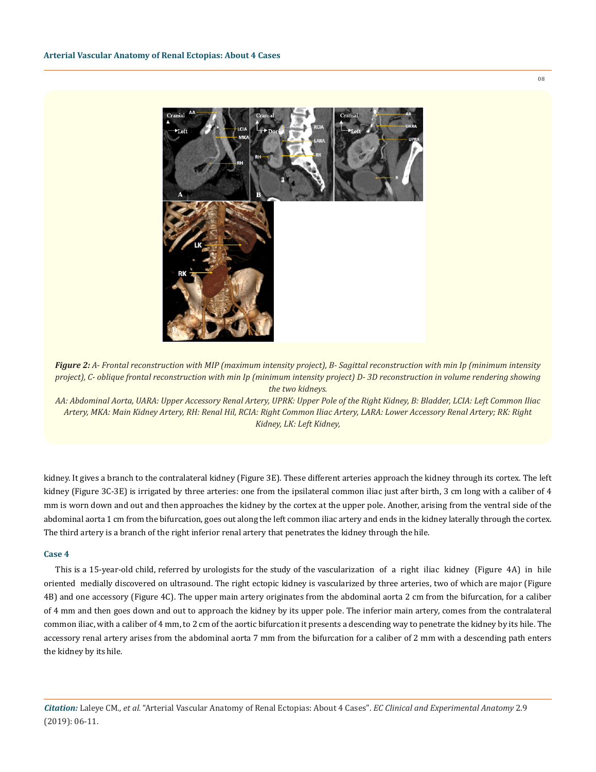*__Figure 2:__ A- Frontal reconstruction with MIP (maximum intensity project), B- Sagittal reconstruction with min Ip (minimum intensity project), C- oblique frontal reconstruction with min Ip (minimum intensity project) D- 3D reconstruction in volume rendering showing the two kidneys.*

*AA: Abdominal Aorta, UARA: Upper Accessory Renal Artery, UPRK: Upper Pole of the Right Kidney, B: Bladder, LCIA: Left Common Iliac Artery, MKA: Main Kidney Artery, RH: Renal Hil, RCIA: Right Common Iliac Artery, LARA: Lower Accessory Renal Artery; RK: Right Kidney, LK: Left Kidney,*

kidney. It gives a branch to the contralateral kidney (Figure 3E). These different arteries approach the kidney through its cortex. The left kidney (Figure 3C-3E) is irrigated by three arteries: one from the ipsilateral common iliac just after birth, 3 cm long with a caliber of 4 mm is worn down and out and then approaches the kidney by the cortex at the upper pole. Another, arising from the ventral side of the abdominal aorta 1 cm from the bifurcation, goes out along the left common iliac artery and ends in the kidney laterally through the cortex. The third artery is a branch of the right inferior renal artery that penetrates the kidney through the hile.

### Case 4

This is a 15-year-old child, referred by urologists for the study of the vascularization of a right iliac kidney (Figure 4A) in hile oriented medially discovered on ultrasound. The right ectopic kidney is vascularized by three arteries, two of which are major (Figure 4B) and one accessory (Figure 4C). The upper main artery originates from the abdominal aorta 2 cm from the bifurcation, for a caliber of 4 mm and then goes down and out to approach the kidney by its upper pole. The inferior main artery, comes from the contralateral common iliac, with a caliber of 4 mm, to 2 cm of the aortic bifurcation it presents a descending way to penetrate the kidney by its hile. The accessory renal artery arises from the abdominal aorta 7 mm from the bifurcation for a caliber of 2 mm with a descending path enters the kidney by its hile.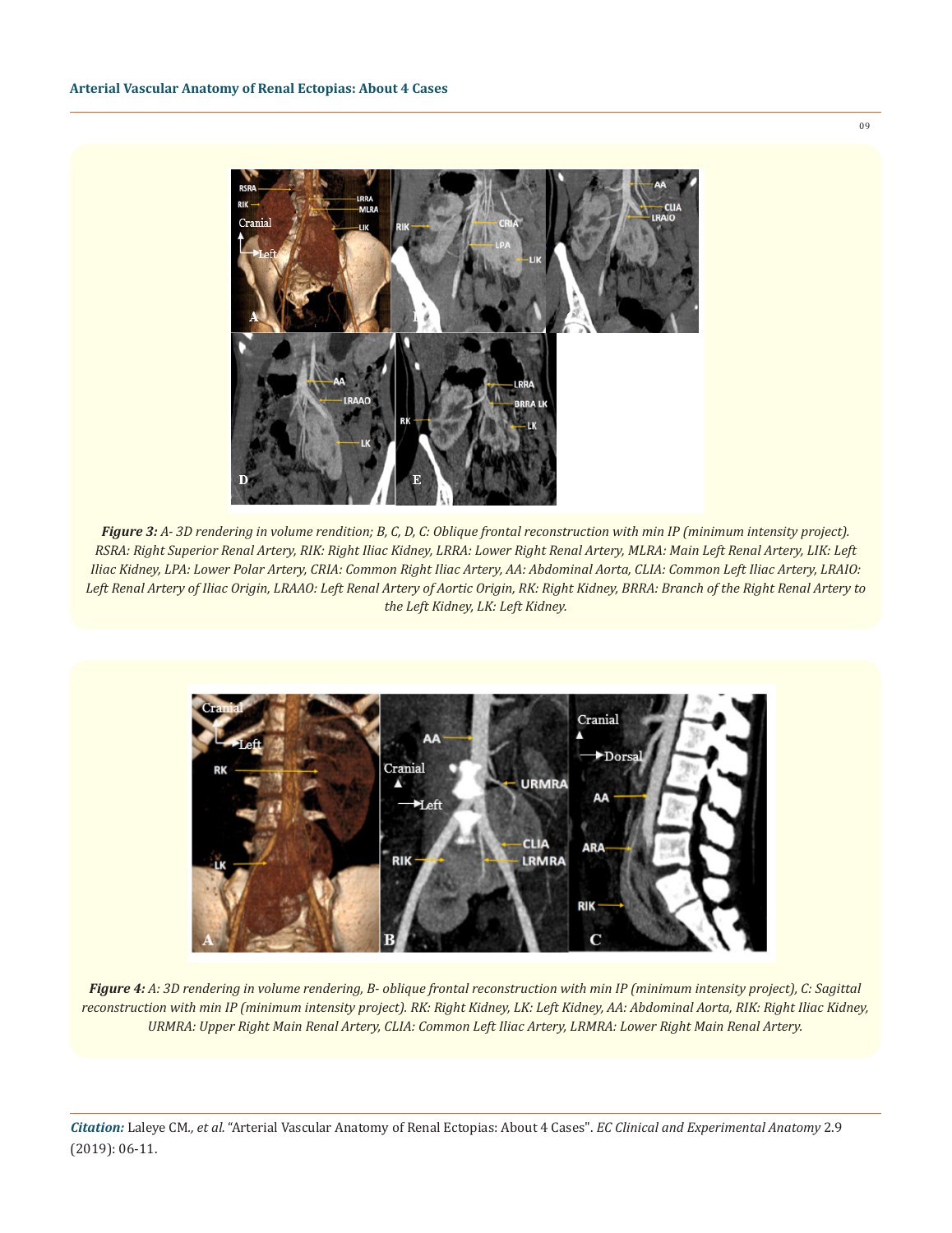***Figure 3:*** *A- 3D rendering in volume rendition; B, C, D, C: Oblique frontal reconstruction with min IP (minimum intensity project). RSRA: Right Superior Renal Artery, RIK: Right Iliac Kidney, LRRA: Lower Right Renal Artery, MLRA: Main Left Renal Artery, LIK: Left Iliac Kidney, LPA: Lower Polar Artery, CRIA: Common Right Iliac Artery, AA: Abdominal Aorta, CLIA: Common Left Iliac Artery, LRAIO: Left Renal Artery of Iliac Origin, LRAAO: Left Renal Artery of Aortic Origin, RK: Right Kidney, BRRA: Branch of the Right Renal Artery to the Left Kidney, LK: Left Kidney.*

***Figure 4:*** *A: 3D rendering in volume rendering, B- oblique frontal reconstruction with min IP (minimum intensity project), C: Sagittal reconstruction with min IP (minimum intensity project). RK: Right Kidney, LK: Left Kidney, AA: Abdominal Aorta, RIK: Right Iliac Kidney, URMRA: Upper Right Main Renal Artery, CLIA: Common Left Iliac Artery, LRMRA: Lower Right Main Renal Artery.*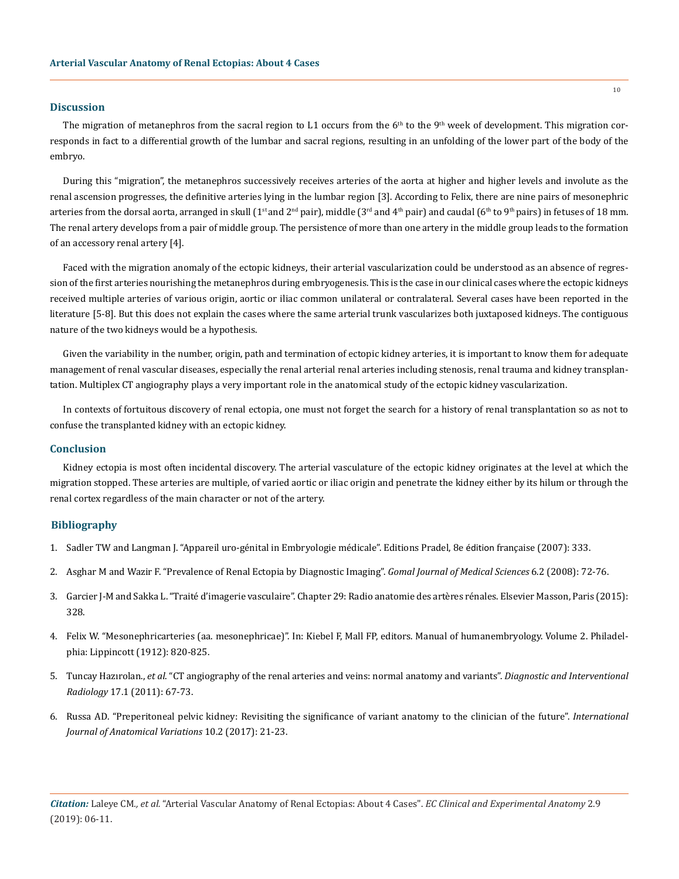## Discussion

The migration of metanephros from the sacral region to L1 occurs from the 6th to the 9th week of development. This migration corresponds in fact to a differential growth of the lumbar and sacral regions, resulting in an unfolding of the lower part of the body of the embryo.

During this "migration", the metanephros successively receives arteries of the aorta at higher and higher levels and involute as the renal ascension progresses, the definitive arteries lying in the lumbar region [3]. According to Felix, there are nine pairs of mesonephric arteries from the dorsal aorta, arranged in skull (1st and 2nd pair), middle (3rd and 4th pair) and caudal (6th to 9th pairs) in fetuses of 18 mm. The renal artery develops from a pair of middle group. The persistence of more than one artery in the middle group leads to the formation of an accessory renal artery [4].

Faced with the migration anomaly of the ectopic kidneys, their arterial vascularization could be understood as an absence of regression of the first arteries nourishing the metanephros during embryogenesis. This is the case in our clinical cases where the ectopic kidneys received multiple arteries of various origin, aortic or iliac common unilateral or contralateral. Several cases have been reported in the literature [5-8]. But this does not explain the cases where the same arterial trunk vascularizes both juxtaposed kidneys. The contiguous nature of the two kidneys would be a hypothesis.

Given the variability in the number, origin, path and termination of ectopic kidney arteries, it is important to know them for adequate management of renal vascular diseases, especially the renal arterial renal arteries including stenosis, renal trauma and kidney transplantation. Multiplex CT angiography plays a very important role in the anatomical study of the ectopic kidney vascularization.

In contexts of fortuitous discovery of renal ectopia, one must not forget the search for a history of renal transplantation so as not to confuse the transplanted kidney with an ectopic kidney.

## Conclusion

Kidney ectopia is most often incidental discovery. The arterial vasculature of the ectopic kidney originates at the level at which the migration stopped. These arteries are multiple, of varied aortic or iliac origin and penetrate the kidney either by its hilum or through the renal cortex regardless of the main character or not of the artery.

## Bibliography

1. Sadler TW and Langman J. "Appareil uro-génital in Embryologie médicale". Editions Pradel, 8e édition française (2007): 333.
2. Asghar M and Wazir F. "Prevalence of Renal Ectopia by Diagnostic Imaging". *Gomal Journal of Medical Sciences* 6.2 (2008): 72-76.
3. Garcier J-M and Sakka L. "Traité d'imagerie vasculaire". Chapter 29: Radio anatomie des artères rénales. Elsevier Masson, Paris (2015): 328.
4. Felix W. "Mesonephricarteries (aa. mesonephricae)". In: Kiebel F, Mall FP, editors. Manual of humanembryology. Volume 2. Philadelphia: Lippincott (1912): 820-825.
5. Tuncay Hazırolan., *et al.* "CT angiography of the renal arteries and veins: normal anatomy and variants". *Diagnostic and Interventional Radiology* 17.1 (2011): 67-73.
6. Russa AD. "Preperitoneal pelvic kidney: Revisiting the significance of variant anatomy to the clinician of the future". *International Journal of Anatomical Variations* 10.2 (2017): 21-23.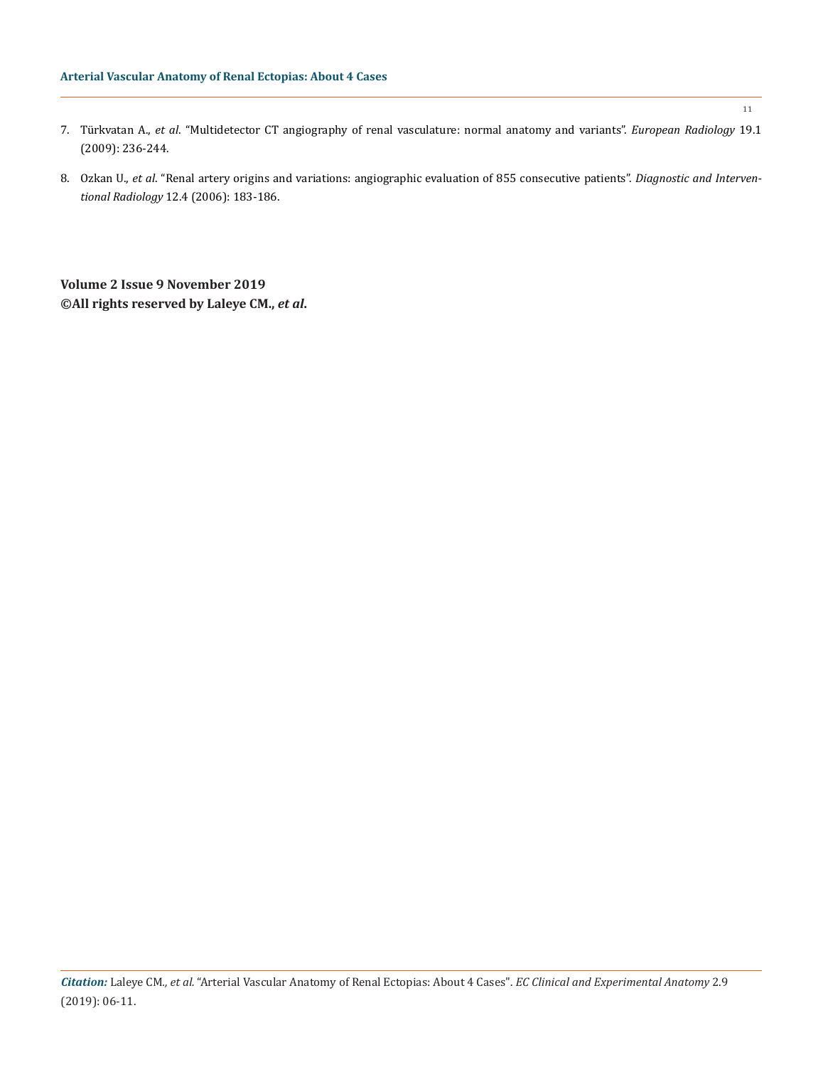7. Türkvatan A., *et al*. "Multidetector CT angiography of renal vasculature: normal anatomy and variants". *European Radiology* 19.1 (2009): 236-244.

8. Ozkan U., *et al*. "Renal artery origins and variations: angiographic evaluation of 855 consecutive patients". *Diagnostic and Interventional Radiology* 12.4 (2006): 183-186.

**Volume 2 Issue 9 November 2019**
**©All rights reserved by Laleye CM., *et al*.**